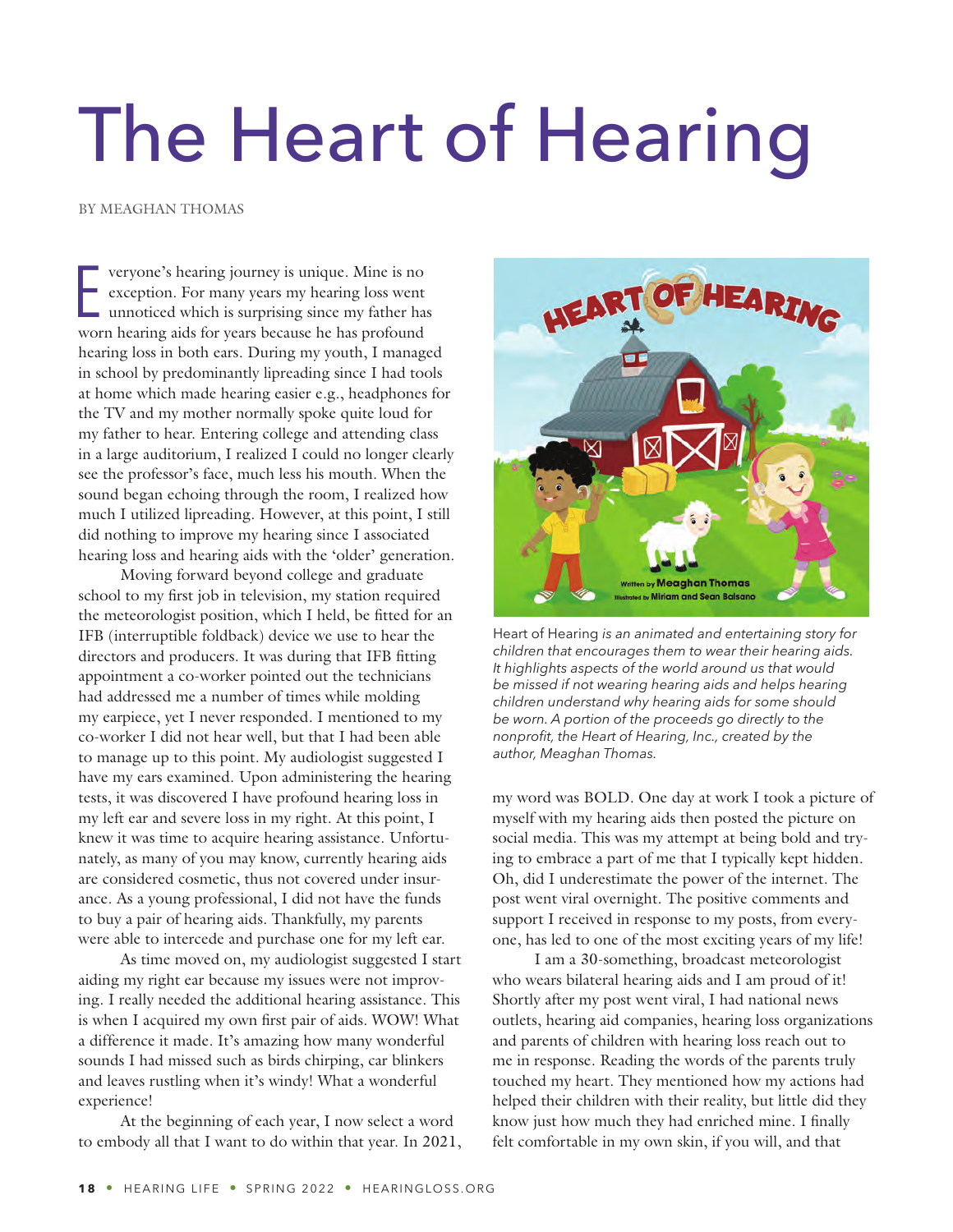# The Heart of Hearing

BY MEAGHAN THOMAS

Everyone's hearing journey is unique. Mine is no exception. For many years my hearing loss went unnoticed which is surprising since my father has worn hearing aids for years because he has profound hearing loss in both ears. During my youth, I managed in school by predominantly lipreading since I had tools at home which made hearing easier e.g., headphones for the TV and my mother normally spoke quite loud for my father to hear. Entering college and attending class in a large auditorium, I realized I could no longer clearly see the professor's face, much less his mouth. When the sound began echoing through the room, I realized how much I utilized lipreading. However, at this point, I still did nothing to improve my hearing since I associated hearing loss and hearing aids with the 'older' generation.

Moving forward beyond college and graduate school to my first job in television, my station required the meteorologist position, which I held, be fitted for an IFB (interruptible foldback) device we use to hear the directors and producers. It was during that IFB fitting appointment a co-worker pointed out the technicians had addressed me a number of times while molding my earpiece, yet I never responded. I mentioned to my co-worker I did not hear well, but that I had been able to manage up to this point. My audiologist suggested I have my ears examined. Upon administering the hearing tests, it was discovered I have profound hearing loss in my left ear and severe loss in my right. At this point, I knew it was time to acquire hearing assistance. Unfortunately, as many of you may know, currently hearing aids are considered cosmetic, thus not covered under insurance. As a young professional, I did not have the funds to buy a pair of hearing aids. Thankfully, my parents were able to intercede and purchase one for my left ear.

As time moved on, my audiologist suggested I start aiding my right ear because my issues were not improving. I really needed the additional hearing assistance. This is when I acquired my own first pair of aids. WOW! What a difference it made. It's amazing how many wonderful sounds I had missed such as birds chirping, car blinkers and leaves rustling when it's windy! What a wonderful experience!

At the beginning of each year, I now select a word to embody all that I want to do within that year. In 2021, my word was BOLD. One day at work I took a picture of myself with my hearing aids then posted the picture on social media. This was my attempt at being bold and trying to embrace a part of me that I typically kept hidden. Oh, did I underestimate the power of the internet. The post went viral overnight. The positive comments and support I received in response to my posts, from everyone, has led to one of the most exciting years of my life!

*Heart of Hearing is an animated and entertaining story for children that encourages them to wear their hearing aids. It highlights aspects of the world around us that would be missed if not wearing hearing aids and helps hearing children understand why hearing aids for some should be worn. A portion of the proceeds go directly to the nonprofit, the Heart of Hearing, Inc., created by the author, Meaghan Thomas.*

I am a 30-something, broadcast meteorologist who wears bilateral hearing aids and I am proud of it! Shortly after my post went viral, I had national news outlets, hearing aid companies, hearing loss organizations and parents of children with hearing loss reach out to me in response. Reading the words of the parents truly touched my heart. They mentioned how my actions had helped their children with their reality, but little did they know just how much they had enriched mine. I finally felt comfortable in my own skin, if you will, and that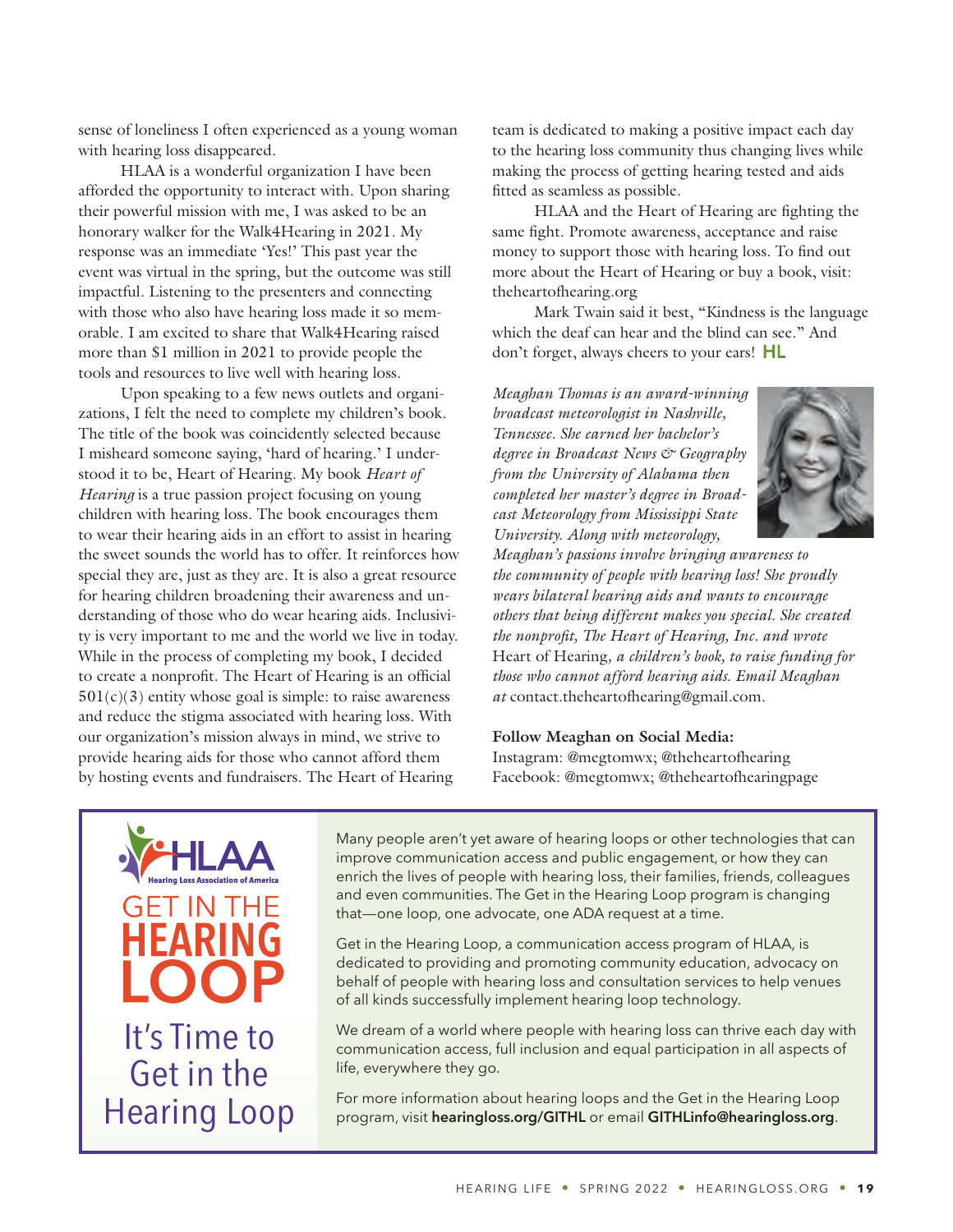sense of loneliness I often experienced as a young woman with hearing loss disappeared.

HLAA is a wonderful organization I have been afforded the opportunity to interact with. Upon sharing their powerful mission with me, I was asked to be an honorary walker for the Walk4Hearing in 2021. My response was an immediate 'Yes!' This past year the event was virtual in the spring, but the outcome was still impactful. Listening to the presenters and connecting with those who also have hearing loss made it so memorable. I am excited to share that Walk4Hearing raised more than $1 million in 2021 to provide people the tools and resources to live well with hearing loss.

Upon speaking to a few news outlets and organizations, I felt the need to complete my children's book. The title of the book was coincidently selected because I misheard someone saying, 'hard of hearing.' I understood it to be, Heart of Hearing. My book *Heart of Hearing* is a true passion project focusing on young children with hearing loss. The book encourages them to wear their hearing aids in an effort to assist in hearing the sweet sounds the world has to offer. It reinforces how special they are, just as they are. It is also a great resource for hearing children broadening their awareness and understanding of those who do wear hearing aids. Inclusivity is very important to me and the world we live in today. While in the process of completing my book, I decided to create a nonprofit. The Heart of Hearing is an official 501(c)(3) entity whose goal is simple: to raise awareness and reduce the stigma associated with hearing loss. With our organization's mission always in mind, we strive to provide hearing aids for those who cannot afford them by hosting events and fundraisers. The Heart of Hearing team is dedicated to making a positive impact each day to the hearing loss community thus changing lives while making the process of getting hearing tested and aids fitted as seamless as possible.

HLAA and the Heart of Hearing are fighting the same fight. Promote awareness, acceptance and raise money to support those with hearing loss. To find out more about the Heart of Hearing or buy a book, visit: theheartofhearing.org

Mark Twain said it best, "Kindness is the language which the deaf can hear and the blind can see." And don't forget, always cheers to your ears! **HL**

*Meaghan Thomas is an award-winning broadcast meteorologist in Nashville, Tennessee. She earned her bachelor's degree in Broadcast News & Geography from the University of Alabama then completed her master's degree in Broadcast Meteorology from Mississippi State University. Along with meteorology, Meaghan's passions involve bringing awareness to the community of people with hearing loss! She proudly wears bilateral hearing aids and wants to encourage others that being different makes you special. She created the nonprofit, The Heart of Hearing, Inc. and wrote* Heart of Hearing, *a children's book, to raise funding for those who cannot afford hearing aids. Email Meaghan at* contact.theheartofhearing@gmail.com.

**Follow Meaghan on Social Media:**
Instagram: @megtomwx; @theheartofhearing
Facebook: @megtomwx; @theheartofhearingpage

HLAA Hearing Loss Association of America

GET IN THE **HEARING LOOP**

It's Time to Get in the Hearing Loop

Many people aren't yet aware of hearing loops or other technologies that can improve communication access and public engagement, or how they can enrich the lives of people with hearing loss, their families, friends, colleagues and even communities. The Get in the Hearing Loop program is changing that—one loop, one advocate, one ADA request at a time.

Get in the Hearing Loop, a communication access program of HLAA, is dedicated to providing and promoting community education, advocacy on behalf of people with hearing loss and consultation services to help venues of all kinds successfully implement hearing loop technology.

We dream of a world where people with hearing loss can thrive each day with communication access, full inclusion and equal participation in all aspects of life, everywhere they go.

For more information about hearing loops and the Get in the Hearing Loop program, visit **hearingloss.org/GITHL** or email **GITHLinfo@hearingloss.org**.